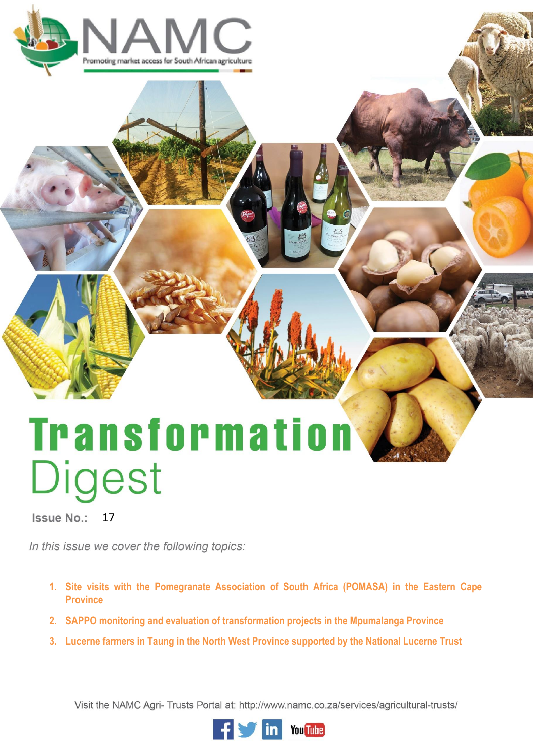NAMC

Promoting market access for South African agriculture

# Transformation Digest

**Issue No.:** 17

*In this issue we cover the following topics:*

1. **Site visits with the Pomegranate Association of South Africa (POMASA) in the Eastern Cape Province**
2. **SAPPO monitoring and evaluation of transformation projects in the Mpumalanga Province**
3. **Lucerne farmers in Taung in the North West Province supported by the National Lucerne Trust**

Visit the NAMC Agri- Trusts Portal at: http://www.namc.co.za/services/agricultural-trusts/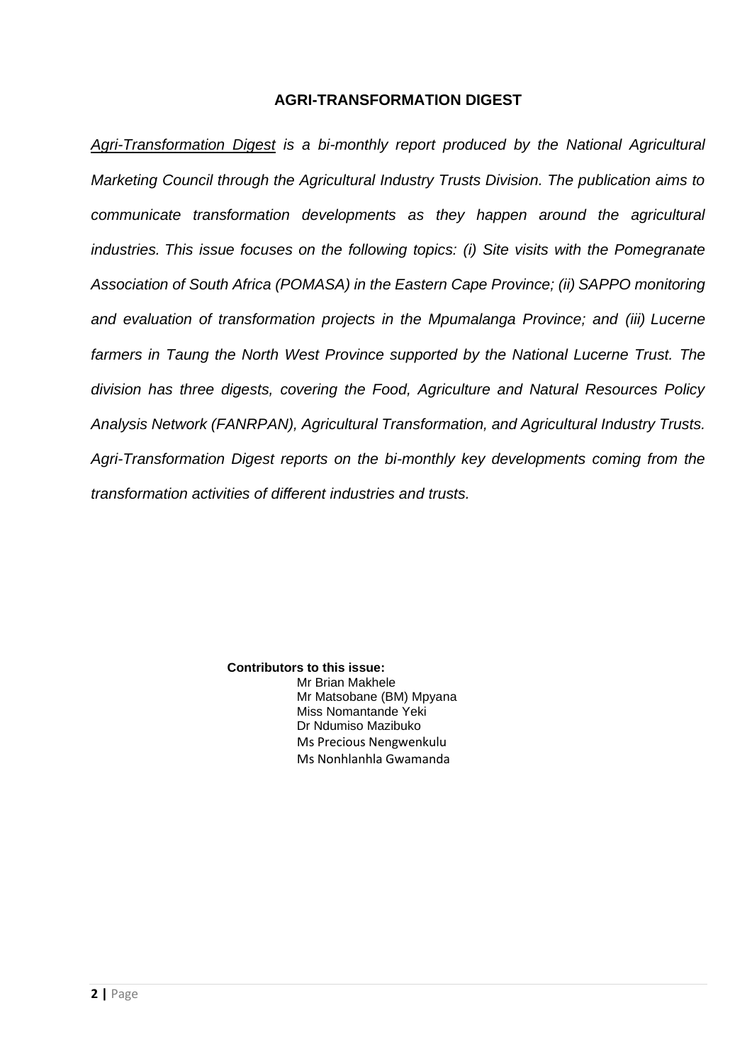# AGRI-TRANSFORMATION DIGEST

*Agri-Transformation Digest is a bi-monthly report produced by the National Agricultural Marketing Council through the Agricultural Industry Trusts Division. The publication aims to communicate transformation developments as they happen around the agricultural industries. This issue focuses on the following topics: (i) Site visits with the Pomegranate Association of South Africa (POMASA) in the Eastern Cape Province; (ii) SAPPO monitoring and evaluation of transformation projects in the Mpumalanga Province; and (iii) Lucerne farmers in Taung the North West Province supported by the National Lucerne Trust. The division has three digests, covering the Food, Agriculture and Natural Resources Policy Analysis Network (FANRPAN), Agricultural Transformation, and Agricultural Industry Trusts. Agri-Transformation Digest reports on the bi-monthly key developments coming from the transformation activities of different industries and trusts.*

**Contributors to this issue:**

Mr Brian Makhele
Mr Matsobane (BM) Mpyana
Miss Nomantande Yeki
Dr Ndumiso Mazibuko
Ms Precious Nengwenkulu
Ms Nonhlanhla Gwamanda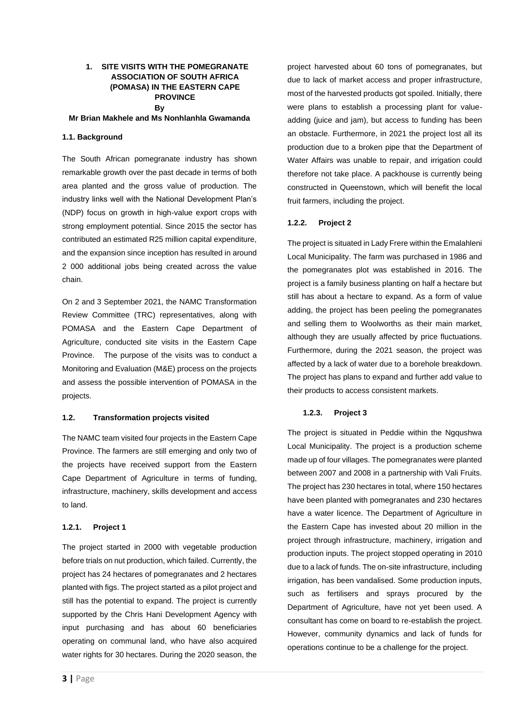# 1. SITE VISITS WITH THE POMEGRANATE ASSOCIATION OF SOUTH AFRICA (POMASA) IN THE EASTERN CAPE PROVINCE

**By**

**Mr Brian Makhele and Ms Nonhlanhla Gwamanda**

## 1.1. Background

The South African pomegranate industry has shown remarkable growth over the past decade in terms of both area planted and the gross value of production. The industry links well with the National Development Plan's (NDP) focus on growth in high-value export crops with strong employment potential. Since 2015 the sector has contributed an estimated R25 million capital expenditure, and the expansion since inception has resulted in around 2 000 additional jobs being created across the value chain.

On 2 and 3 September 2021, the NAMC Transformation Review Committee (TRC) representatives, along with POMASA and the Eastern Cape Department of Agriculture, conducted site visits in the Eastern Cape Province. The purpose of the visits was to conduct a Monitoring and Evaluation (M&E) process on the projects and assess the possible intervention of POMASA in the projects.

## 1.2. Transformation projects visited

The NAMC team visited four projects in the Eastern Cape Province. The farmers are still emerging and only two of the projects have received support from the Eastern Cape Department of Agriculture in terms of funding, infrastructure, machinery, skills development and access to land.

### 1.2.1. Project 1

The project started in 2000 with vegetable production before trials on nut production, which failed. Currently, the project has 24 hectares of pomegranates and 2 hectares planted with figs. The project started as a pilot project and still has the potential to expand. The project is currently supported by the Chris Hani Development Agency with input purchasing and has about 60 beneficiaries operating on communal land, who have also acquired water rights for 30 hectares. During the 2020 season, the project harvested about 60 tons of pomegranates, but due to lack of market access and proper infrastructure, most of the harvested products got spoiled. Initially, there were plans to establish a processing plant for value-adding (juice and jam), but access to funding has been an obstacle. Furthermore, in 2021 the project lost all its production due to a broken pipe that the Department of Water Affairs was unable to repair, and irrigation could therefore not take place. A packhouse is currently being constructed in Queenstown, which will benefit the local fruit farmers, including the project.

### 1.2.2. Project 2

The project is situated in Lady Frere within the Emalahleni Local Municipality. The farm was purchased in 1986 and the pomegranates plot was established in 2016. The project is a family business planting on half a hectare but still has about a hectare to expand. As a form of value adding, the project has been peeling the pomegranates and selling them to Woolworths as their main market, although they are usually affected by price fluctuations. Furthermore, during the 2021 season, the project was affected by a lack of water due to a borehole breakdown. The project has plans to expand and further add value to their products to access consistent markets.

### 1.2.3. Project 3

The project is situated in Peddie within the Ngqushwa Local Municipality. The project is a production scheme made up of four villages. The pomegranates were planted between 2007 and 2008 in a partnership with Vali Fruits. The project has 230 hectares in total, where 150 hectares have been planted with pomegranates and 230 hectares have a water licence. The Department of Agriculture in the Eastern Cape has invested about 20 million in the project through infrastructure, machinery, irrigation and production inputs. The project stopped operating in 2010 due to a lack of funds. The on-site infrastructure, including irrigation, has been vandalised. Some production inputs, such as fertilisers and sprays procured by the Department of Agriculture, have not yet been used. A consultant has come on board to re-establish the project. However, community dynamics and lack of funds for operations continue to be a challenge for the project.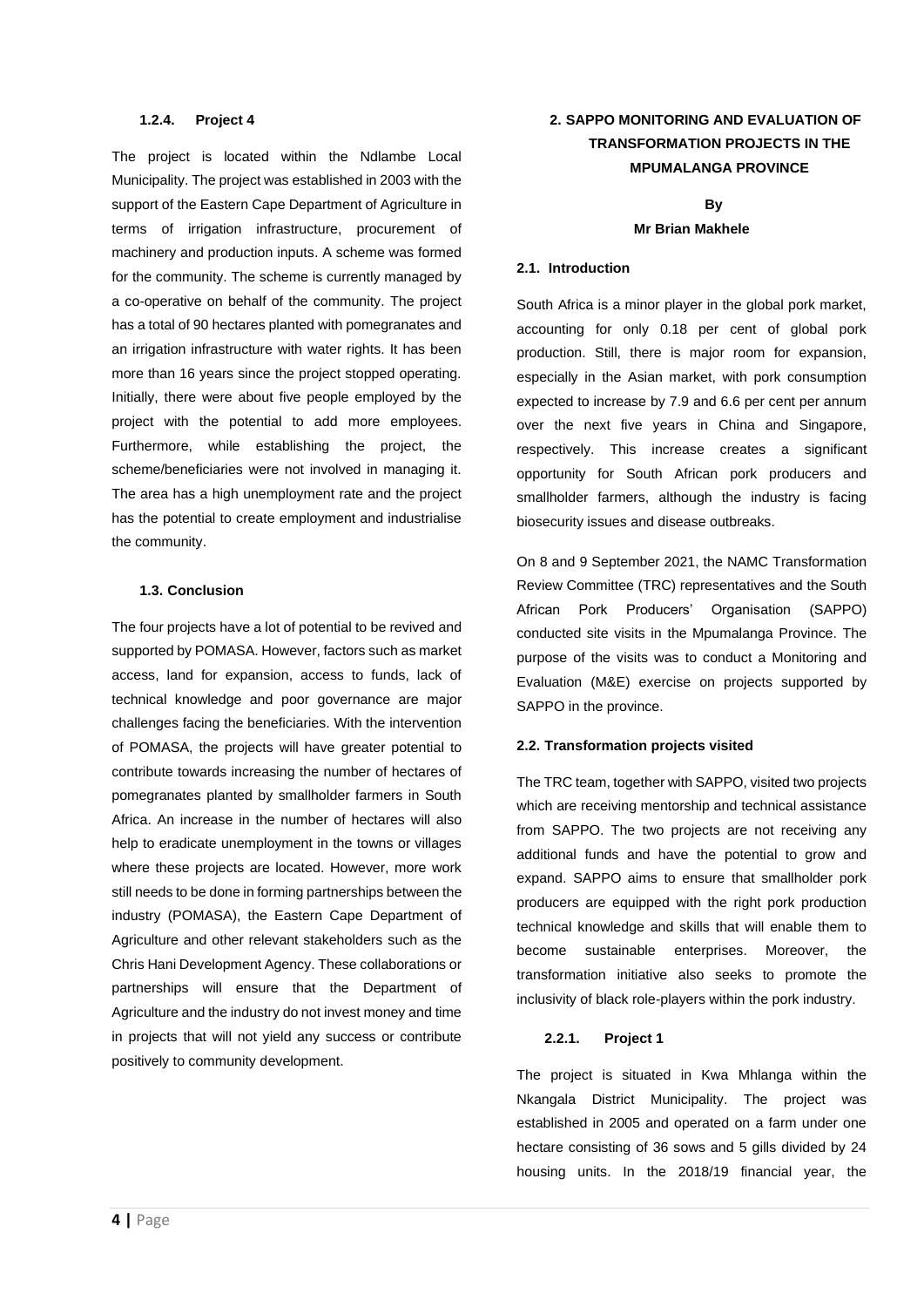#### 1.2.4. Project 4

The project is located within the Ndlambe Local Municipality. The project was established in 2003 with the support of the Eastern Cape Department of Agriculture in terms of irrigation infrastructure, procurement of machinery and production inputs. A scheme was formed for the community. The scheme is currently managed by a co-operative on behalf of the community. The project has a total of 90 hectares planted with pomegranates and an irrigation infrastructure with water rights. It has been more than 16 years since the project stopped operating. Initially, there were about five people employed by the project with the potential to add more employees. Furthermore, while establishing the project, the scheme/beneficiaries were not involved in managing it. The area has a high unemployment rate and the project has the potential to create employment and industrialise the community.

### 1.3. Conclusion

The four projects have a lot of potential to be revived and supported by POMASA. However, factors such as market access, land for expansion, access to funds, lack of technical knowledge and poor governance are major challenges facing the beneficiaries. With the intervention of POMASA, the projects will have greater potential to contribute towards increasing the number of hectares of pomegranates planted by smallholder farmers in South Africa. An increase in the number of hectares will also help to eradicate unemployment in the towns or villages where these projects are located. However, more work still needs to be done in forming partnerships between the industry (POMASA), the Eastern Cape Department of Agriculture and other relevant stakeholders such as the Chris Hani Development Agency. These collaborations or partnerships will ensure that the Department of Agriculture and the industry do not invest money and time in projects that will not yield any success or contribute positively to community development.

## 2. SAPPO MONITORING AND EVALUATION OF TRANSFORMATION PROJECTS IN THE MPUMALANGA PROVINCE

**By**

**Mr Brian Makhele**

### 2.1. Introduction

South Africa is a minor player in the global pork market, accounting for only 0.18 per cent of global pork production. Still, there is major room for expansion, especially in the Asian market, with pork consumption expected to increase by 7.9 and 6.6 per cent per annum over the next five years in China and Singapore, respectively. This increase creates a significant opportunity for South African pork producers and smallholder farmers, although the industry is facing biosecurity issues and disease outbreaks.

On 8 and 9 September 2021, the NAMC Transformation Review Committee (TRC) representatives and the South African Pork Producers' Organisation (SAPPO) conducted site visits in the Mpumalanga Province. The purpose of the visits was to conduct a Monitoring and Evaluation (M&E) exercise on projects supported by SAPPO in the province.

### 2.2. Transformation projects visited

The TRC team, together with SAPPO, visited two projects which are receiving mentorship and technical assistance from SAPPO. The two projects are not receiving any additional funds and have the potential to grow and expand. SAPPO aims to ensure that smallholder pork producers are equipped with the right pork production technical knowledge and skills that will enable them to become sustainable enterprises. Moreover, the transformation initiative also seeks to promote the inclusivity of black role-players within the pork industry.

#### 2.2.1. Project 1

The project is situated in Kwa Mhlanga within the Nkangala District Municipality. The project was established in 2005 and operated on a farm under one hectare consisting of 36 sows and 5 gills divided by 24 housing units. In the 2018/19 financial year, the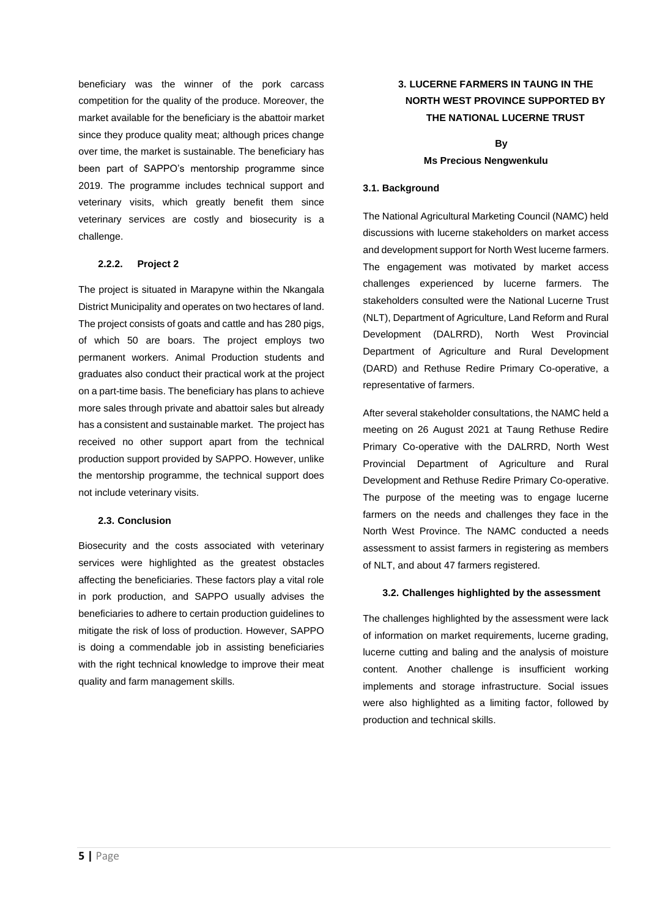beneficiary was the winner of the pork carcass competition for the quality of the produce. Moreover, the market available for the beneficiary is the abattoir market since they produce quality meat; although prices change over time, the market is sustainable. The beneficiary has been part of SAPPO's mentorship programme since 2019. The programme includes technical support and veterinary visits, which greatly benefit them since veterinary services are costly and biosecurity is a challenge.

#### 2.2.2. Project 2

The project is situated in Marapyne within the Nkangala District Municipality and operates on two hectares of land. The project consists of goats and cattle and has 280 pigs, of which 50 are boars. The project employs two permanent workers. Animal Production students and graduates also conduct their practical work at the project on a part-time basis. The beneficiary has plans to achieve more sales through private and abattoir sales but already has a consistent and sustainable market. The project has received no other support apart from the technical production support provided by SAPPO. However, unlike the mentorship programme, the technical support does not include veterinary visits.

### 2.3. Conclusion

Biosecurity and the costs associated with veterinary services were highlighted as the greatest obstacles affecting the beneficiaries. These factors play a vital role in pork production, and SAPPO usually advises the beneficiaries to adhere to certain production guidelines to mitigate the risk of loss of production. However, SAPPO is doing a commendable job in assisting beneficiaries with the right technical knowledge to improve their meat quality and farm management skills.

## 3. LUCERNE FARMERS IN TAUNG IN THE NORTH WEST PROVINCE SUPPORTED BY THE NATIONAL LUCERNE TRUST

**By**

**Ms Precious Nengwenkulu**

### 3.1. Background

The National Agricultural Marketing Council (NAMC) held discussions with lucerne stakeholders on market access and development support for North West lucerne farmers. The engagement was motivated by market access challenges experienced by lucerne farmers. The stakeholders consulted were the National Lucerne Trust (NLT), Department of Agriculture, Land Reform and Rural Development (DALRRD), North West Provincial Department of Agriculture and Rural Development (DARD) and Rethuse Redire Primary Co-operative, a representative of farmers.

After several stakeholder consultations, the NAMC held a meeting on 26 August 2021 at Taung Rethuse Redire Primary Co-operative with the DALRRD, North West Provincial Department of Agriculture and Rural Development and Rethuse Redire Primary Co-operative. The purpose of the meeting was to engage lucerne farmers on the needs and challenges they face in the North West Province. The NAMC conducted a needs assessment to assist farmers in registering as members of NLT, and about 47 farmers registered.

### 3.2. Challenges highlighted by the assessment

The challenges highlighted by the assessment were lack of information on market requirements, lucerne grading, lucerne cutting and baling and the analysis of moisture content. Another challenge is insufficient working implements and storage infrastructure. Social issues were also highlighted as a limiting factor, followed by production and technical skills.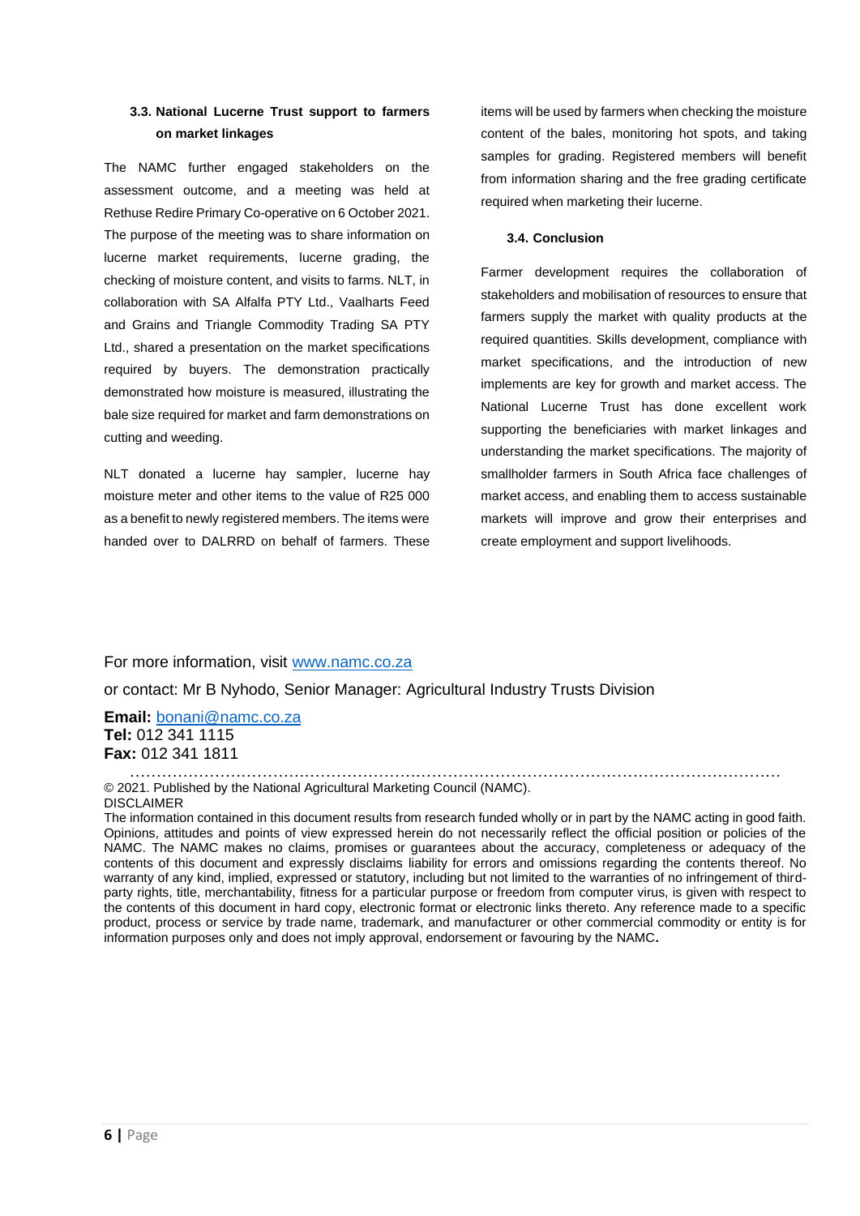### 3.3. National Lucerne Trust support to farmers on market linkages

The NAMC further engaged stakeholders on the assessment outcome, and a meeting was held at Rethuse Redire Primary Co-operative on 6 October 2021. The purpose of the meeting was to share information on lucerne market requirements, lucerne grading, the checking of moisture content, and visits to farms. NLT, in collaboration with SA Alfalfa PTY Ltd., Vaalharts Feed and Grains and Triangle Commodity Trading SA PTY Ltd., shared a presentation on the market specifications required by buyers. The demonstration practically demonstrated how moisture is measured, illustrating the bale size required for market and farm demonstrations on cutting and weeding.

NLT donated a lucerne hay sampler, lucerne hay moisture meter and other items to the value of R25 000 as a benefit to newly registered members. The items were handed over to DALRRD on behalf of farmers. These items will be used by farmers when checking the moisture content of the bales, monitoring hot spots, and taking samples for grading. Registered members will benefit from information sharing and the free grading certificate required when marketing their lucerne.

### 3.4. Conclusion

Farmer development requires the collaboration of stakeholders and mobilisation of resources to ensure that farmers supply the market with quality products at the required quantities. Skills development, compliance with market specifications, and the introduction of new implements are key for growth and market access. The National Lucerne Trust has done excellent work supporting the beneficiaries with market linkages and understanding the market specifications. The majority of smallholder farmers in South Africa face challenges of market access, and enabling them to access sustainable markets will improve and grow their enterprises and create employment and support livelihoods.

For more information, visit www.namc.co.za

or contact: Mr B Nyhodo, Senior Manager: Agricultural Industry Trusts Division

**Email:** bonani@namc.co.za
**Tel:** 012 341 1115
**Fax:** 012 341 1811

© 2021. Published by the National Agricultural Marketing Council (NAMC).
DISCLAIMER
The information contained in this document results from research funded wholly or in part by the NAMC acting in good faith. Opinions, attitudes and points of view expressed herein do not necessarily reflect the official position or policies of the NAMC. The NAMC makes no claims, promises or guarantees about the accuracy, completeness or adequacy of the contents of this document and expressly disclaims liability for errors and omissions regarding the contents thereof. No warranty of any kind, implied, expressed or statutory, including but not limited to the warranties of no infringement of third-party rights, title, merchantability, fitness for a particular purpose or freedom from computer virus, is given with respect to the contents of this document in hard copy, electronic format or electronic links thereto. Any reference made to a specific product, process or service by trade name, trademark, and manufacturer or other commercial commodity or entity is for information purposes only and does not imply approval, endorsement or favouring by the NAMC.